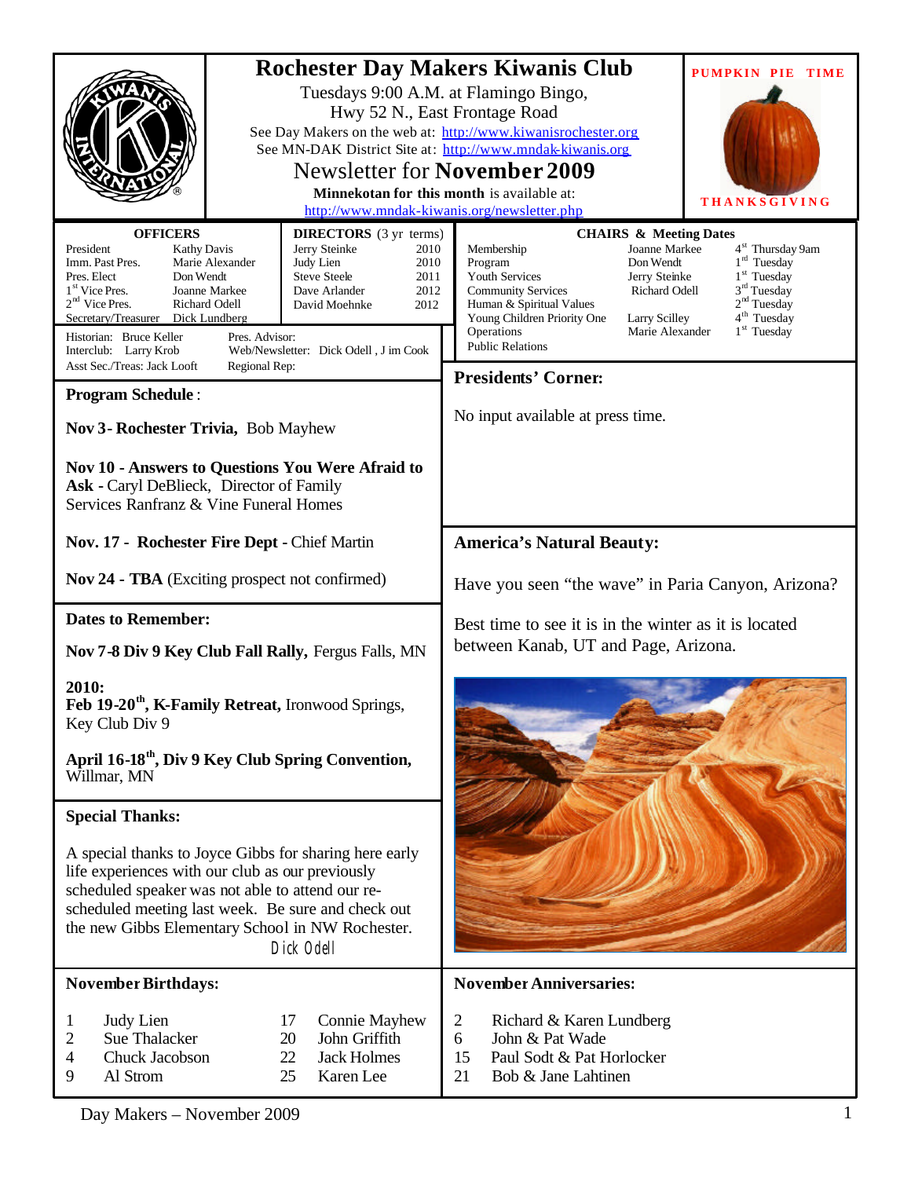# Rochester Day Makers Kiwanis Club

Tuesdays 9:00 A.M. at Flamingo Bingo,
Hwy 52 N., East Frontage Road

See Day Makers on the web at: http://www.kiwanisrochester.org
See MN-DAK District Site at: http://www.mndak-kiwanis.org

## Newsletter for November 2009

**Minnekotan for this month** is available at:
http://www.mndak-kiwanis.org/newsletter.php

PUMPKIN PIE TIME

THANKSGIVING

### OFFICERS

| | |
|---|---|
| President | Kathy Davis |
| Imm. Past Pres. | Marie Alexander |
| Pres. Elect | Don Wendt |
| 1st Vice Pres. | Joanne Markee |
| 2nd Vice Pres. | Richard Odell |
| Secretary/Treasurer | Dick Lundberg |

### DIRECTORS (3 yr terms)

| | |
|---|---|
| Jerry Steinke | 2010 |
| Judy Lien | 2010 |
| Steve Steele | 2011 |
| Dave Arlander | 2012 |
| David Moehnke | 2012 |

Historian: Bruce Keller
Pres. Advisor:
Interclub: Larry Krob
Web/Newsletter: Dick Odell , Jim Cook
Asst Sec./Treas: Jack Looft
Regional Rep:

### CHAIRS & Meeting Dates

| | | |
|---|---|---|
| Membership | Joanne Markee | 4th Thursday 9am |
| Program | Don Wendt | 1st Tuesday |
| Youth Services | Jerry Steinke | 1st Tuesday |
| Community Services | Richard Odell | 3rd Tuesday |
| Human & Spiritual Values | | 2nd Tuesday |
| Young Children Priority One | Larry Scilley | 4th Tuesday |
| Operations | Marie Alexander | 1st Tuesday |
| Public Relations | | |

### Program Schedule:

**Nov 3 - Rochester Trivia,** Bob Mayhew

**Nov 10 - Answers to Questions You Were Afraid to Ask -** Caryl DeBlieck, Director of Family Services Ranfranz & Vine Funeral Homes

**Nov. 17 - Rochester Fire Dept** - Chief Martin

**Nov 24 - TBA** (Exciting prospect not confirmed)

### Dates to Remember:

**Nov 7-8 Div 9 Key Club Fall Rally,** Fergus Falls, MN

**2010:**
**Feb 19-20th, K-Family Retreat,** Ironwood Springs, Key Club Div 9

**April 16-18th, Div 9 Key Club Spring Convention,** Willmar, MN

### Special Thanks:

A special thanks to Joyce Gibbs for sharing here early life experiences with our club as our previously scheduled speaker was not able to attend our re-scheduled meeting last week. Be sure and check out the new Gibbs Elementary School in NW Rochester.

Dick Odell

### Presidents' Corner:

No input available at press time.

### America's Natural Beauty:

Have you seen "the wave" in Paria Canyon, Arizona?

Best time to see it is in the winter as it is located between Kanab, UT and Page, Arizona.

### November Birthdays:

| | | | |
|---|---|---|---|
| 1 | Judy Lien | 17 | Connie Mayhew |
| 2 | Sue Thalacker | 20 | John Griffith |
| 4 | Chuck Jacobson | 22 | Jack Holmes |
| 9 | Al Strom | 25 | Karen Lee |

### November Anniversaries:

| | |
|---|---|
| 2 | Richard & Karen Lundberg |
| 6 | John & Pat Wade |
| 15 | Paul Sodt & Pat Horlocker |
| 21 | Bob & Jane Lahtinen |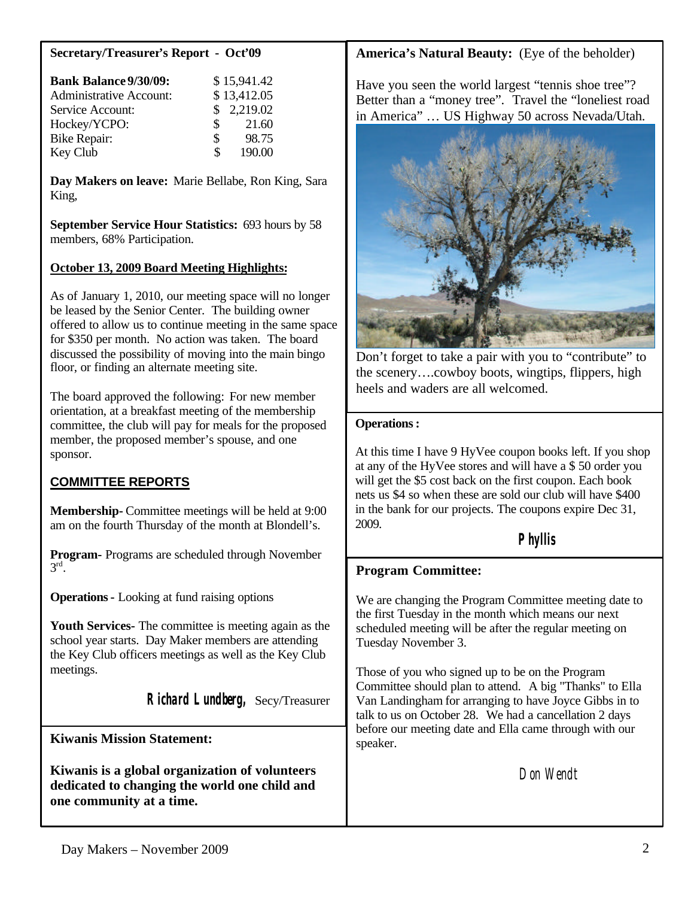## Secretary/Treasurer's Report - Oct'09

| | |
|---|---|
| **Bank Balance 9/30/09:** | $ 15,941.42 |
| Administrative Account: | $ 13,412.05 |
| Service Account: | $ 2,219.02 |
| Hockey/YCPO: | $ 21.60 |
| Bike Repair: | $ 98.75 |
| Key Club | $ 190.00 |

**Day Makers on leave:** Marie Bellabe, Ron King, Sara King,

**September Service Hour Statistics:** 693 hours by 58 members, 68% Participation.

**October 13, 2009 Board Meeting Highlights:**

As of January 1, 2010, our meeting space will no longer be leased by the Senior Center. The building owner offered to allow us to continue meeting in the same space for $350 per month. No action was taken. The board discussed the possibility of moving into the main bingo floor, or finding an alternate meeting site.

The board approved the following: For new member orientation, at a breakfast meeting of the membership committee, the club will pay for meals for the proposed member, the proposed member's spouse, and one sponsor.

### COMMITTEE REPORTS

**Membership-** Committee meetings will be held at 9:00 am on the fourth Thursday of the month at Blondell's.

**Program-** Programs are scheduled through November 3rd.

**Operations -** Looking at fund raising options

**Youth Services-** The committee is meeting again as the school year starts. Day Maker members are attending the Key Club officers meetings as well as the Key Club meetings.

**Richard Lundberg,** Secy/Treasurer

## Kiwanis Mission Statement:

**Kiwanis is a global organization of volunteers dedicated to changing the world one child and one community at a time.**

## America's Natural Beauty: (Eye of the beholder)

Have you seen the world largest "tennis shoe tree"? Better than a "money tree". Travel the "loneliest road in America" … US Highway 50 across Nevada/Utah.

Don't forget to take a pair with you to "contribute" to the scenery….cowboy boots, wingtips, flippers, high heels and waders are all welcomed.

## Operations:

At this time I have 9 HyVee coupon books left. If you shop at any of the HyVee stores and will have a $ 50 order you will get the $5 cost back on the first coupon. Each book nets us $4 so when these are sold our club will have $400 in the bank for our projects. The coupons expire Dec 31, 2009.

**Phyllis**

## Program Committee:

We are changing the Program Committee meeting date to the first Tuesday in the month which means our next scheduled meeting will be after the regular meeting on Tuesday November 3.

Those of you who signed up to be on the Program Committee should plan to attend. A big "Thanks" to Ella Van Landingham for arranging to have Joyce Gibbs in to talk to us on October 28. We had a cancellation 2 days before our meeting date and Ella came through with our speaker.

Don Wendt